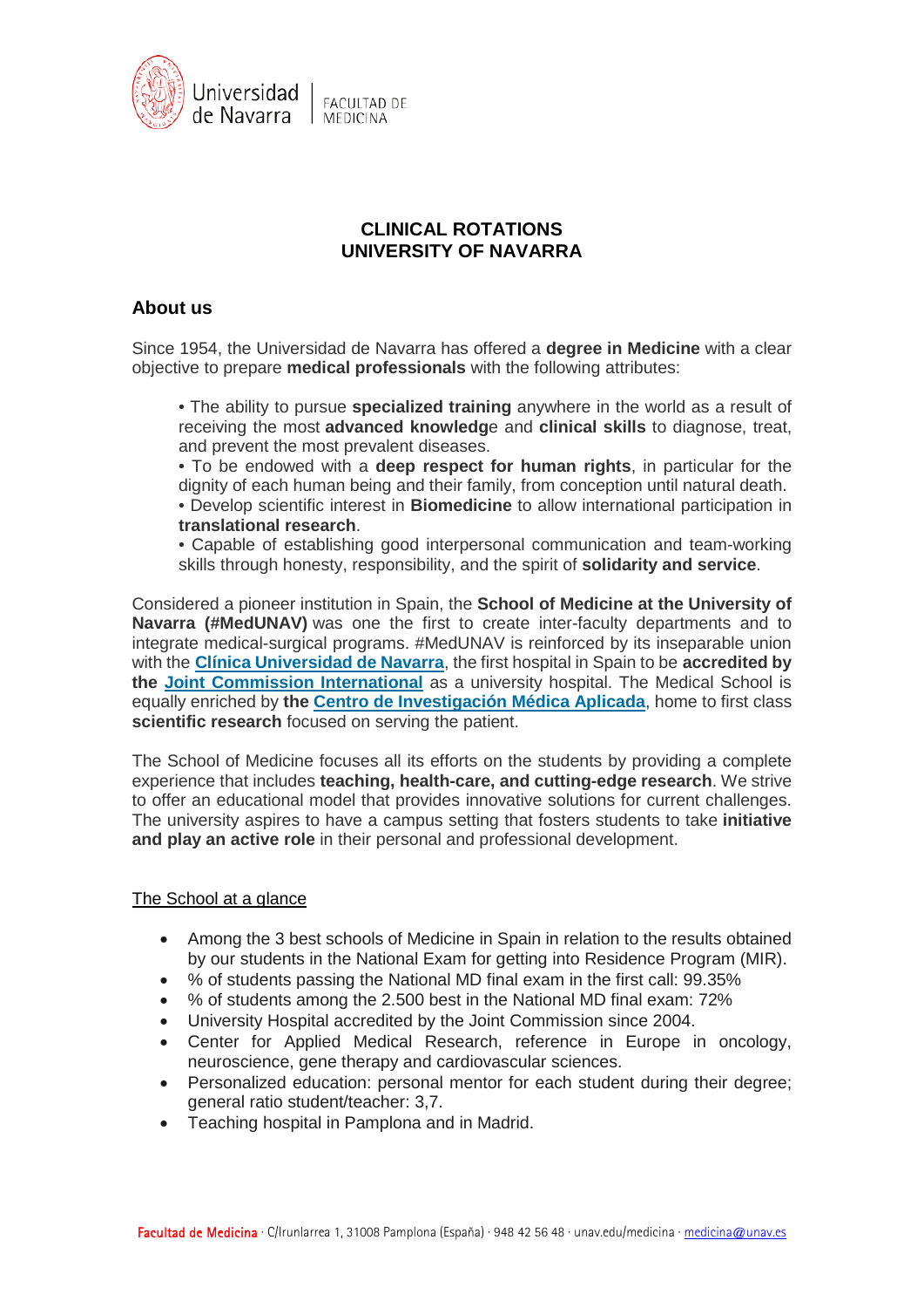# CLINICAL ROTATIONS
# UNIVERSITY OF NAVARRA

## About us

Since 1954, the Universidad de Navarra has offered a **degree in Medicine** with a clear objective to prepare **medical professionals** with the following attributes:

- The ability to pursue **specialized training** anywhere in the world as a result of receiving the most **advanced knowledg**e and **clinical skills** to diagnose, treat, and prevent the most prevalent diseases.
- To be endowed with a **deep respect for human rights**, in particular for the dignity of each human being and their family, from conception until natural death.
- Develop scientific interest in **Biomedicine** to allow international participation in **translational research**.
- Capable of establishing good interpersonal communication and team-working skills through honesty, responsibility, and the spirit of **solidarity and service**.

Considered a pioneer institution in Spain, the **School of Medicine at the University of Navarra (#MedUNAV)** was one the first to create inter-faculty departments and to integrate medical-surgical programs. #MedUNAV is reinforced by its inseparable union with the **Clínica Universidad de Navarra**, the first hospital in Spain to be **accredited by the Joint Commission International** as a university hospital. The Medical School is equally enriched by **the Centro de Investigación Médica Aplicada**, home to first class **scientific research** focused on serving the patient.

The School of Medicine focuses all its efforts on the students by providing a complete experience that includes **teaching, health-care, and cutting-edge research**. We strive to offer an educational model that provides innovative solutions for current challenges. The university aspires to have a campus setting that fosters students to take **initiative and play an active role** in their personal and professional development.

The School at a glance

- Among the 3 best schools of Medicine in Spain in relation to the results obtained by our students in the National Exam for getting into Residence Program (MIR).
- % of students passing the National MD final exam in the first call: 99.35%
- % of students among the 2.500 best in the National MD final exam: 72%
- University Hospital accredited by the Joint Commission since 2004.
- Center for Applied Medical Research, reference in Europe in oncology, neuroscience, gene therapy and cardiovascular sciences.
- Personalized education: personal mentor for each student during their degree; general ratio student/teacher: 3,7.
- Teaching hospital in Pamplona and in Madrid.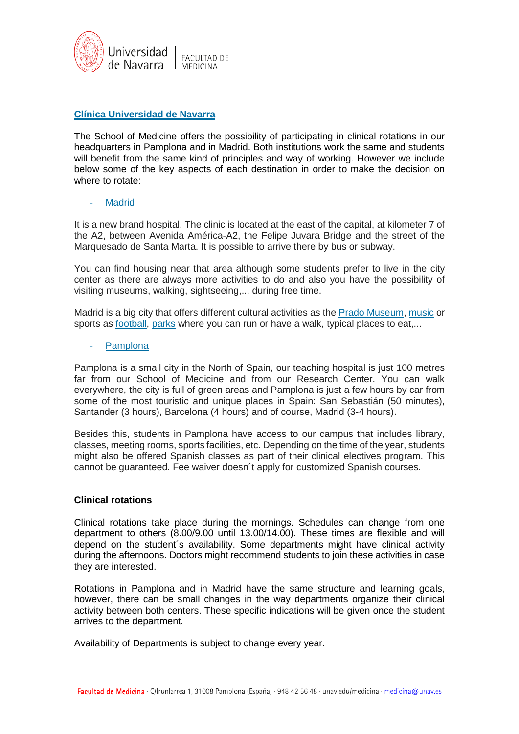## Clínica Universidad de Navarra

The School of Medicine offers the possibility of participating in clinical rotations in our headquarters in Pamplona and in Madrid. Both institutions work the same and students will benefit from the same kind of principles and way of working. However we include below some of the key aspects of each destination in order to make the decision on where to rotate:

- Madrid

It is a new brand hospital. The clinic is located at the east of the capital, at kilometer 7 of the A2, between Avenida América-A2, the Felipe Juvara Bridge and the street of the Marquesado de Santa Marta. It is possible to arrive there by bus or subway.

You can find housing near that area although some students prefer to live in the city center as there are always more activities to do and also you have the possibility of visiting museums, walking, sightseeing,... during free time.

Madrid is a big city that offers different cultural activities as the Prado Museum, music or sports as football, parks where you can run or have a walk, typical places to eat,...

- Pamplona

Pamplona is a small city in the North of Spain, our teaching hospital is just 100 metres far from our School of Medicine and from our Research Center. You can walk everywhere, the city is full of green areas and Pamplona is just a few hours by car from some of the most touristic and unique places in Spain: San Sebastián (50 minutes), Santander (3 hours), Barcelona (4 hours) and of course, Madrid (3-4 hours).

Besides this, students in Pamplona have access to our campus that includes library, classes, meeting rooms, sports facilities, etc. Depending on the time of the year, students might also be offered Spanish classes as part of their clinical electives program. This cannot be guaranteed. Fee waiver doesn´t apply for customized Spanish courses.

### Clinical rotations

Clinical rotations take place during the mornings. Schedules can change from one department to others (8.00/9.00 until 13.00/14.00). These times are flexible and will depend on the student´s availability. Some departments might have clinical activity during the afternoons. Doctors might recommend students to join these activities in case they are interested.

Rotations in Pamplona and in Madrid have the same structure and learning goals, however, there can be small changes in the way departments organize their clinical activity between both centers. These specific indications will be given once the student arrives to the department.

Availability of Departments is subject to change every year.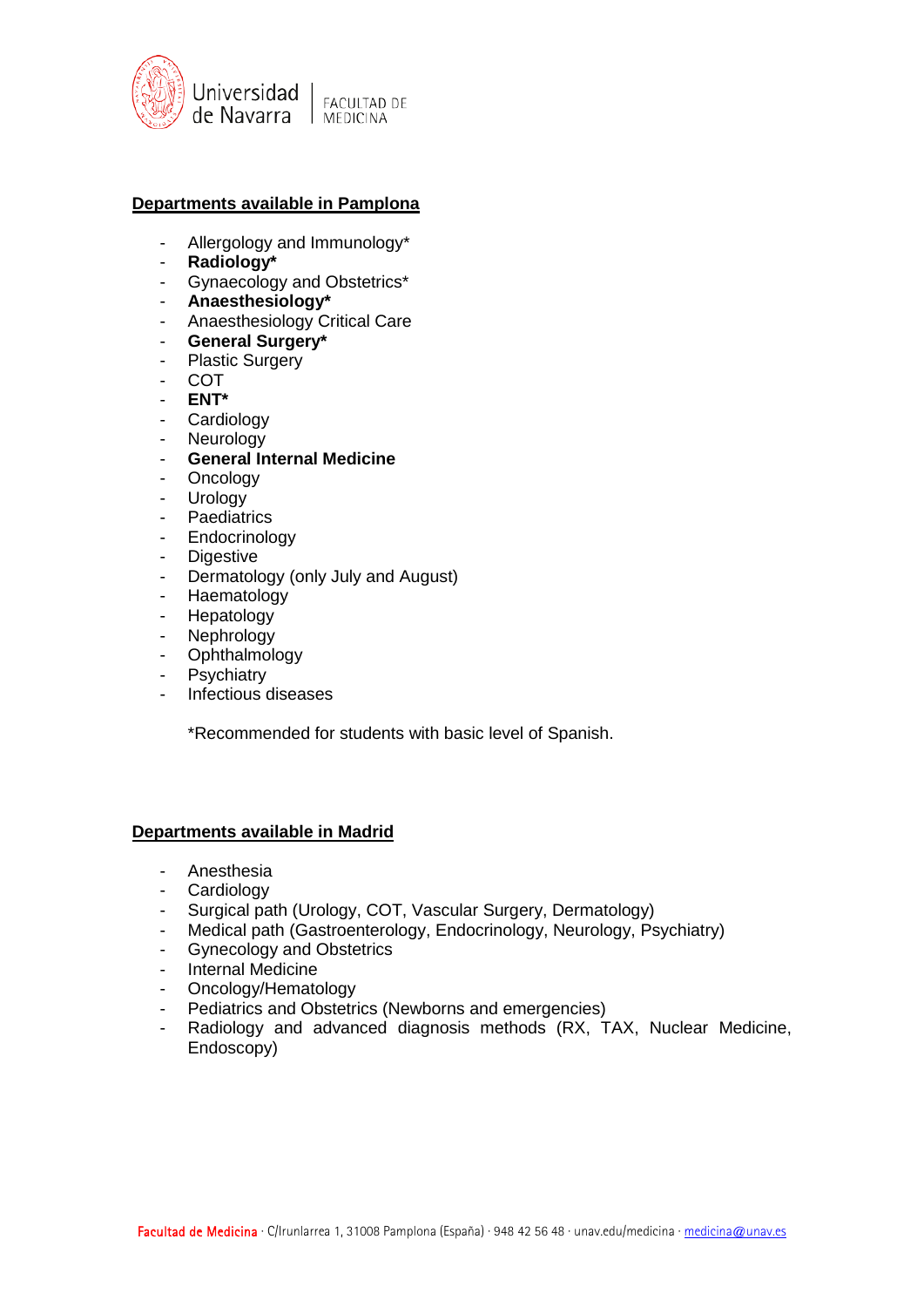## Departments available in Pamplona

- Allergology and Immunology*
- **Radiology***
- Gynaecology and Obstetrics*
- **Anaesthesiology***
- Anaesthesiology Critical Care
- **General Surgery***
- Plastic Surgery
- COT
- **ENT***
- Cardiology
- Neurology
- **General Internal Medicine**
- Oncology
- Urology
- Paediatrics
- Endocrinology
- Digestive
- Dermatology (only July and August)
- Haematology
- Hepatology
- Nephrology
- Ophthalmology
- Psychiatry
- Infectious diseases

*Recommended for students with basic level of Spanish.

## Departments available in Madrid

- Anesthesia
- Cardiology
- Surgical path (Urology, COT, Vascular Surgery, Dermatology)
- Medical path (Gastroenterology, Endocrinology, Neurology, Psychiatry)
- Gynecology and Obstetrics
- Internal Medicine
- Oncology/Hematology
- Pediatrics and Obstetrics (Newborns and emergencies)
- Radiology and advanced diagnosis methods (RX, TAX, Nuclear Medicine, Endoscopy)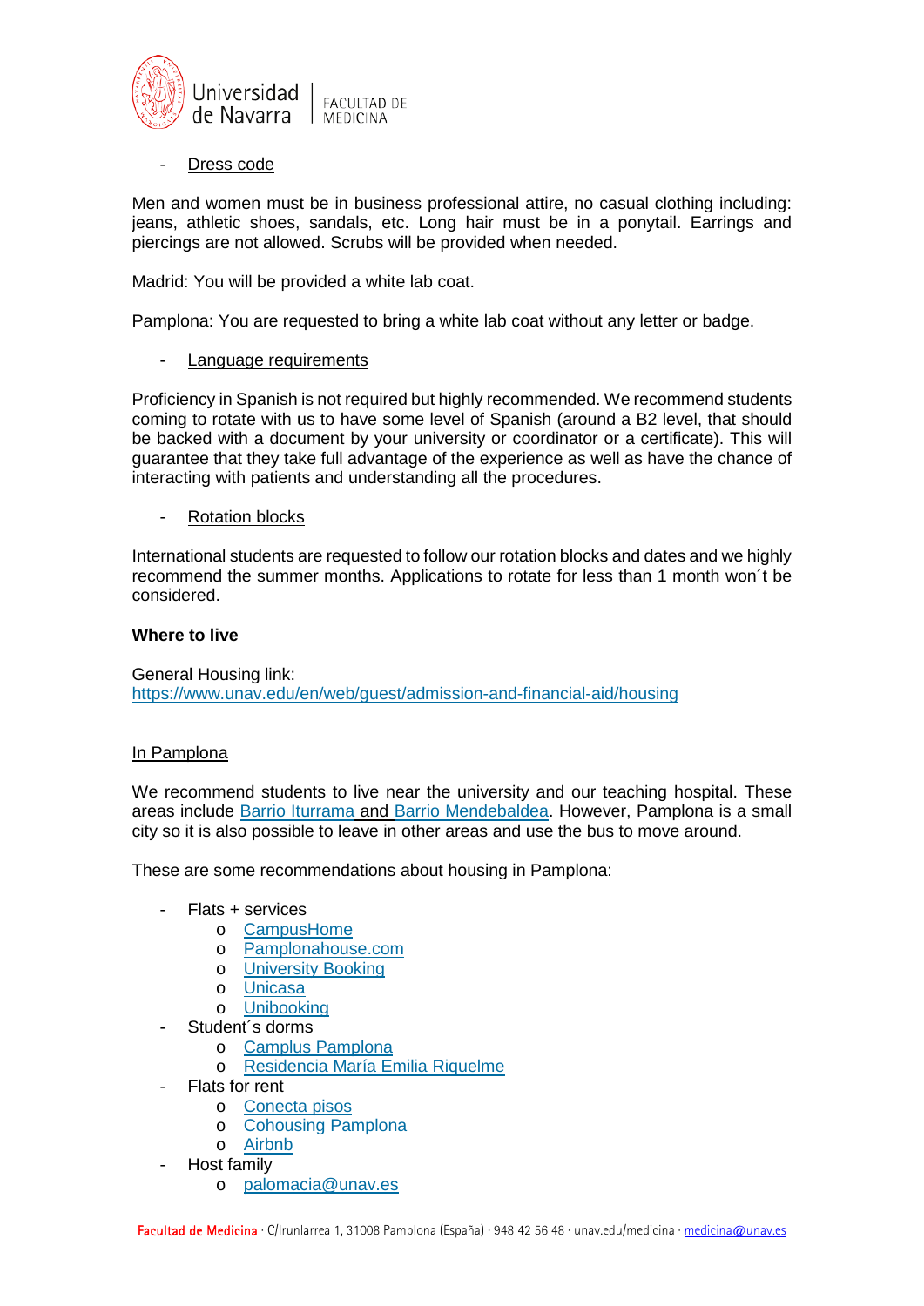- Dress code

Men and women must be in business professional attire, no casual clothing including: jeans, athletic shoes, sandals, etc. Long hair must be in a ponytail. Earrings and piercings are not allowed. Scrubs will be provided when needed.

Madrid: You will be provided a white lab coat.

Pamplona: You are requested to bring a white lab coat without any letter or badge.

- Language requirements

Proficiency in Spanish is not required but highly recommended. We recommend students coming to rotate with us to have some level of Spanish (around a B2 level, that should be backed with a document by your university or coordinator or a certificate). This will guarantee that they take full advantage of the experience as well as have the chance of interacting with patients and understanding all the procedures.

- Rotation blocks

International students are requested to follow our rotation blocks and dates and we highly recommend the summer months. Applications to rotate for less than 1 month won´t be considered.

**Where to live**

General Housing link:
https://www.unav.edu/en/web/guest/admission-and-financial-aid/housing

In Pamplona

We recommend students to live near the university and our teaching hospital. These areas include Barrio Iturrama and Barrio Mendebaldea. However, Pamplona is a small city so it is also possible to leave in other areas and use the bus to move around.

These are some recommendations about housing in Pamplona:

- Flats + services
  - CampusHome
  - Pamplonahouse.com
  - University Booking
  - Unicasa
  - Unibooking
- Student´s dorms
  - Camplus Pamplona
  - Residencia María Emilia Riquelme
- Flats for rent
  - Conecta pisos
  - Cohousing Pamplona
  - Airbnb
- Host family
  - palomacia@unav.es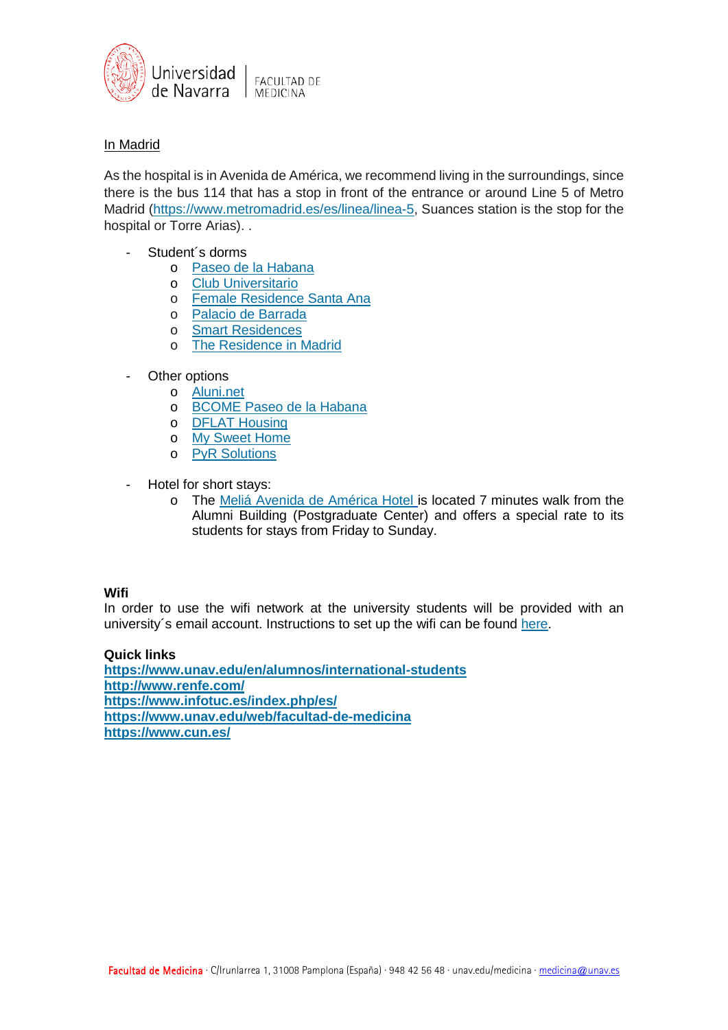In Madrid

As the hospital is in Avenida de América, we recommend living in the surroundings, since there is the bus 114 that has a stop in front of the entrance or around Line 5 of Metro Madrid (https://www.metromadrid.es/es/linea/linea-5, Suances station is the stop for the hospital or Torre Arias). .

- Student´s dorms
  - Paseo de la Habana
  - Club Universitario
  - Female Residence Santa Ana
  - Palacio de Barrada
  - Smart Residences
  - The Residence in Madrid

- Other options
  - Aluni.net
  - BCOME Paseo de la Habana
  - DFLAT Housing
  - My Sweet Home
  - PyR Solutions

- Hotel for short stays:
  - The Meliá Avenida de América Hotel is located 7 minutes walk from the Alumni Building (Postgraduate Center) and offers a special rate to its students for stays from Friday to Sunday.

**Wifi**

In order to use the wifi network at the university students will be provided with an university´s email account. Instructions to set up the wifi can be found here.

**Quick links**

**https://www.unav.edu/en/alumnos/international-students**
**http://www.renfe.com/**
**https://www.infotuc.es/index.php/es/**
**https://www.unav.edu/web/facultad-de-medicina**
**https://www.cun.es/**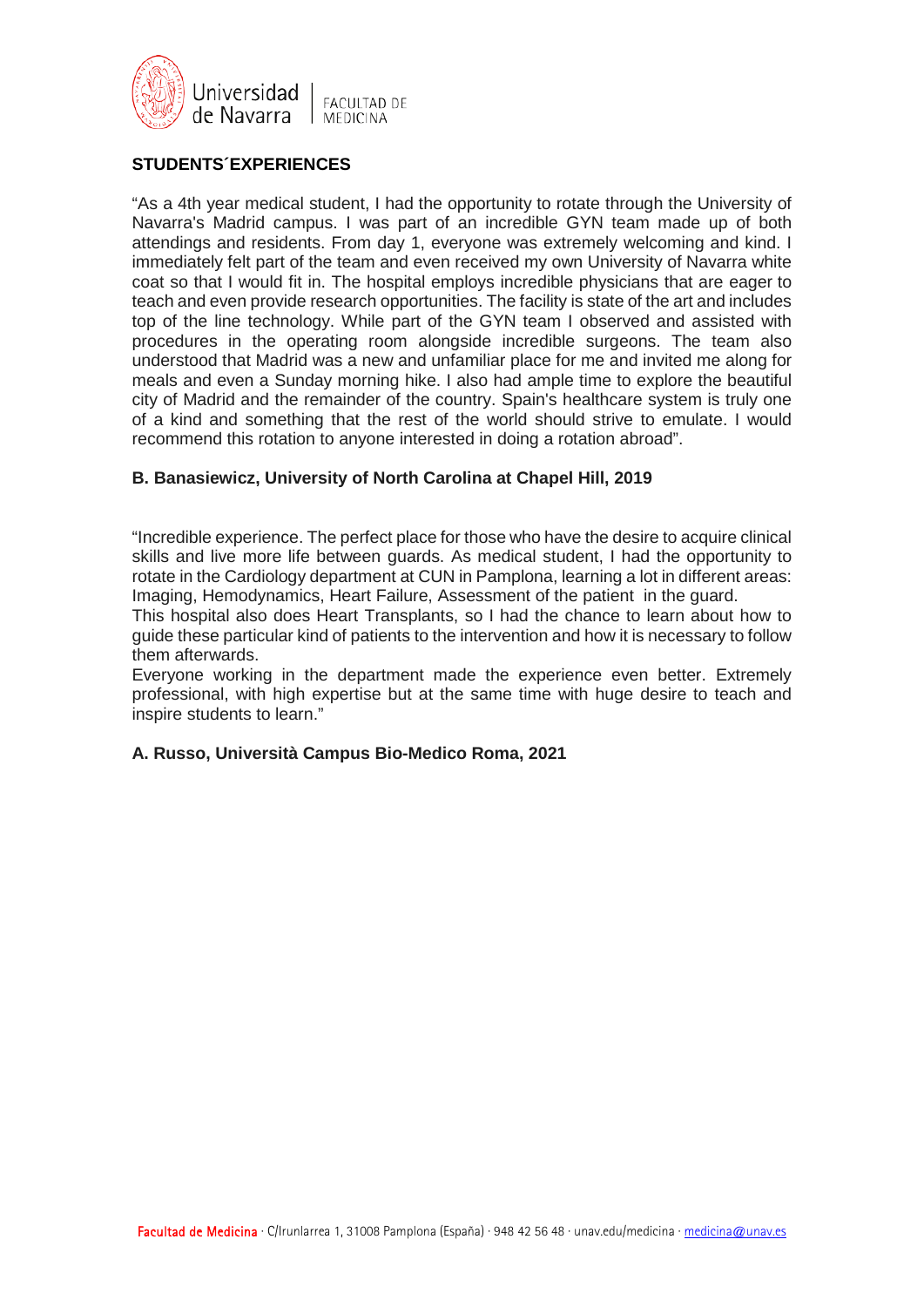**STUDENTS´EXPERIENCES**

"As a 4th year medical student, I had the opportunity to rotate through the University of Navarra's Madrid campus. I was part of an incredible GYN team made up of both attendings and residents. From day 1, everyone was extremely welcoming and kind. I immediately felt part of the team and even received my own University of Navarra white coat so that I would fit in. The hospital employs incredible physicians that are eager to teach and even provide research opportunities. The facility is state of the art and includes top of the line technology. While part of the GYN team I observed and assisted with procedures in the operating room alongside incredible surgeons. The team also understood that Madrid was a new and unfamiliar place for me and invited me along for meals and even a Sunday morning hike. I also had ample time to explore the beautiful city of Madrid and the remainder of the country. Spain's healthcare system is truly one of a kind and something that the rest of the world should strive to emulate. I would recommend this rotation to anyone interested in doing a rotation abroad".

**B. Banasiewicz, University of North Carolina at Chapel Hill, 2019**

"Incredible experience. The perfect place for those who have the desire to acquire clinical skills and live more life between guards. As medical student, I had the opportunity to rotate in the Cardiology department at CUN in Pamplona, learning a lot in different areas: Imaging, Hemodynamics, Heart Failure, Assessment of the patient in the guard.
This hospital also does Heart Transplants, so I had the chance to learn about how to guide these particular kind of patients to the intervention and how it is necessary to follow them afterwards.
Everyone working in the department made the experience even better. Extremely professional, with high expertise but at the same time with huge desire to teach and inspire students to learn."

**A. Russo, Università Campus Bio-Medico Roma, 2021**